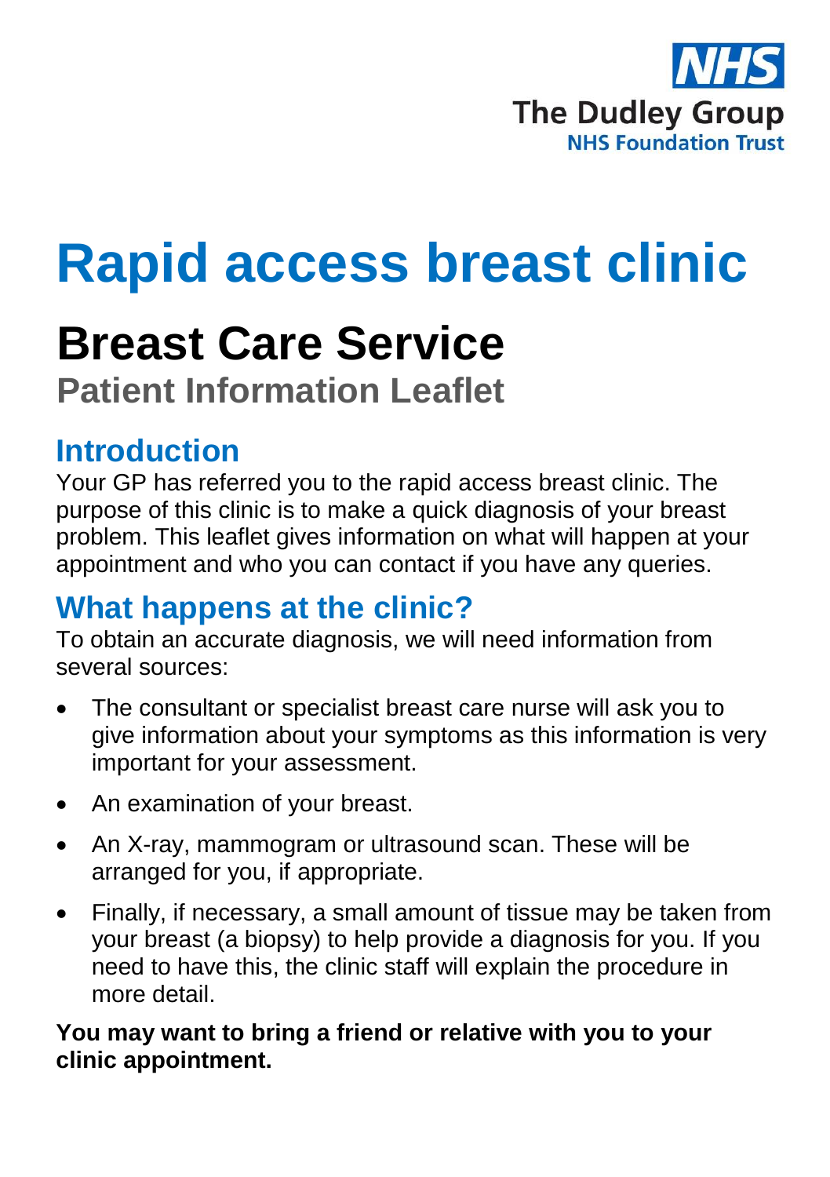NHS
The Dudley Group
NHS Foundation Trust

# Rapid access breast clinic

## Breast Care Service

### Patient Information Leaflet

## Introduction

Your GP has referred you to the rapid access breast clinic. The purpose of this clinic is to make a quick diagnosis of your breast problem. This leaflet gives information on what will happen at your appointment and who you can contact if you have any queries.

## What happens at the clinic?

To obtain an accurate diagnosis, we will need information from several sources:

- The consultant or specialist breast care nurse will ask you to give information about your symptoms as this information is very important for your assessment.
- An examination of your breast.
- An X-ray, mammogram or ultrasound scan. These will be arranged for you, if appropriate.
- Finally, if necessary, a small amount of tissue may be taken from your breast (a biopsy) to help provide a diagnosis for you. If you need to have this, the clinic staff will explain the procedure in more detail.

**You may want to bring a friend or relative with you to your clinic appointment.**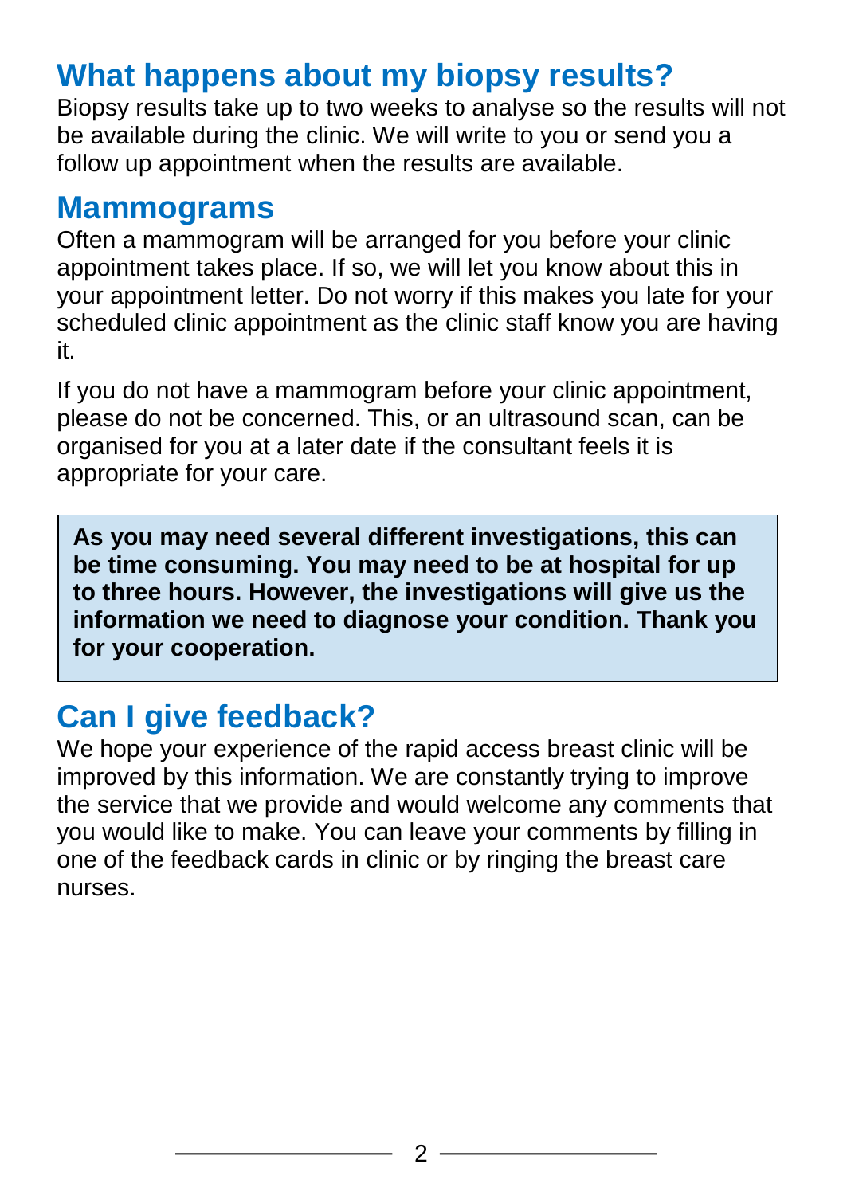## What happens about my biopsy results?

Biopsy results take up to two weeks to analyse so the results will not be available during the clinic. We will write to you or send you a follow up appointment when the results are available.

## Mammograms

Often a mammogram will be arranged for you before your clinic appointment takes place. If so, we will let you know about this in your appointment letter. Do not worry if this makes you late for your scheduled clinic appointment as the clinic staff know you are having it.

If you do not have a mammogram before your clinic appointment, please do not be concerned. This, or an ultrasound scan, can be organised for you at a later date if the consultant feels it is appropriate for your care.

**As you may need several different investigations, this can be time consuming. You may need to be at hospital for up to three hours. However, the investigations will give us the information we need to diagnose your condition. Thank you for your cooperation.**

## Can I give feedback?

We hope your experience of the rapid access breast clinic will be improved by this information. We are constantly trying to improve the service that we provide and would welcome any comments that you would like to make. You can leave your comments by filling in one of the feedback cards in clinic or by ringing the breast care nurses.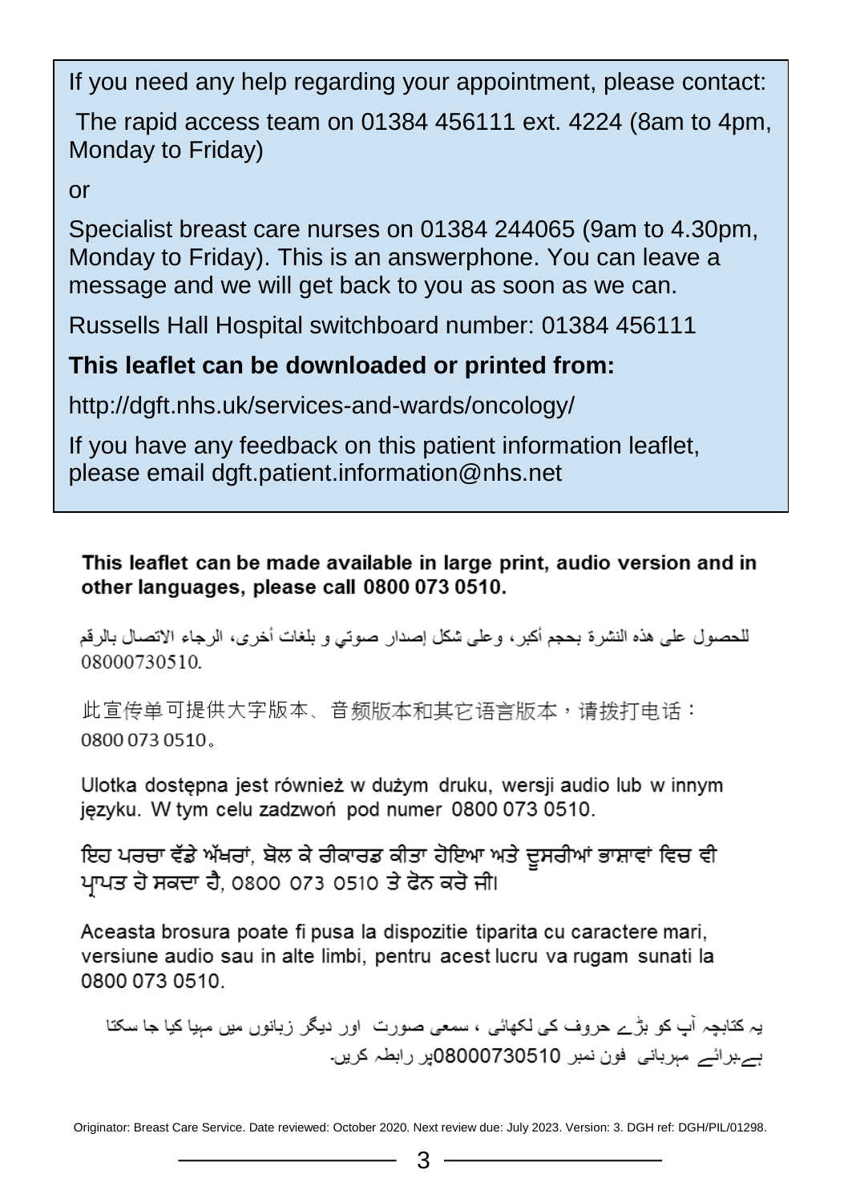If you need any help regarding your appointment, please contact:

The rapid access team on 01384 456111 ext. 4224 (8am to 4pm, Monday to Friday)

or

Specialist breast care nurses on 01384 244065 (9am to 4.30pm, Monday to Friday). This is an answerphone. You can leave a message and we will get back to you as soon as we can.

Russells Hall Hospital switchboard number: 01384 456111

**This leaflet can be downloaded or printed from:**

http://dgft.nhs.uk/services-and-wards/oncology/

If you have any feedback on this patient information leaflet, please email dgft.patient.information@nhs.net

**This leaflet can be made available in large print, audio version and in other languages, please call 0800 073 0510.**

للحصول على هذه النشرة بحجم أكبر، وعلى شكل إصدار صوتي و بلغات أخرى، الرجاء الاتصال بالرقم 08000730510.

此宣传单可提供大字版本、音频版本和其它语言版本，请拨打电话：0800 073 0510。

Ulotka dostępna jest również w dużym druku, wersji audio lub w innym języku. W tym celu zadzwoń pod numer 0800 073 0510.

ਇਹ ਪਰਚਾ ਵੱਡੇ ਅੱਖਰਾਂ, ਬੋਲ ਕੇ ਰੀਕਾਰਡ ਕੀਤਾ ਹੋਇਆ ਅਤੇ ਦੂਸਰੀਆਂ ਭਾਸ਼ਾਵਾਂ ਵਿਚ ਵੀ ਪ੍ਰਾਪਤ ਹੋ ਸਕਦਾ ਹੈ, 0800 073 0510 ਤੇ ਫੋਨ ਕਰੋ ਜੀ।

Aceasta brosura poate fi pusa la dispozitie tiparita cu caractere mari, versiune audio sau in alte limbi, pentru acest lucru va rugam sunati la 0800 073 0510.

یہ کتابچہ آپ کو بڑے حروف کی لکھائی ، سمعی صورت اور دیگر زبانوں میں مہیا کیا جا سکتا ہے۔برائے مہربانی فون نمبر 08000730510پر رابطہ کریں۔

Originator: Breast Care Service. Date reviewed: October 2020. Next review due: July 2023. Version: 3. DGH ref: DGH/PIL/01298.